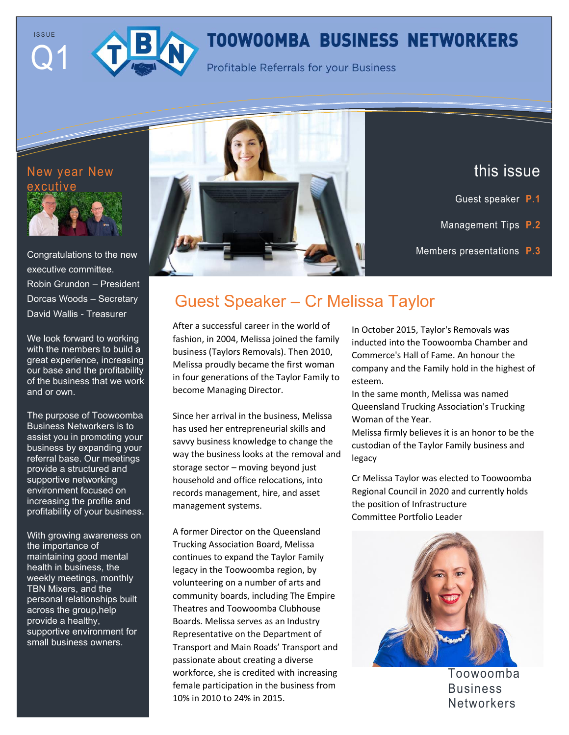ISSUE Q1

# TOOWOOMBA BUSINESS NETWORKERS

Profitable Referrals for your Business

## this issue

Guest speaker **P.1**

Management Tips **P.2**

Members presentations **P.3**

## New year New excutive

Congratulations to the new executive committee.
Robin Grundon – President
Dorcas Woods – Secretary
David Wallis - Treasurer

We look forward to working with the members to build a great experience, increasing our base and the profitability of the business that we work and or own.

The purpose of Toowoomba Business Networkers is to assist you in promoting your business by expanding your referral base. Our meetings provide a structured and supportive networking environment focused on increasing the profile and profitability of your business.

With growing awareness on the importance of maintaining good mental health in business, the weekly meetings, monthly TBN Mixers, and the personal relationships built across the group,help provide a healthy, supportive environment for small business owners.

## Guest Speaker – Cr Melissa Taylor

After a successful career in the world of fashion, in 2004, Melissa joined the family business (Taylors Removals). Then 2010, Melissa proudly became the first woman in four generations of the Taylor Family to become Managing Director.

Since her arrival in the business, Melissa has used her entrepreneurial skills and savvy business knowledge to change the way the business looks at the removal and storage sector – moving beyond just household and office relocations, into records management, hire, and asset management systems.

A former Director on the Queensland Trucking Association Board, Melissa continues to expand the Taylor Family legacy in the Toowoomba region, by volunteering on a number of arts and community boards, including The Empire Theatres and Toowoomba Clubhouse Boards. Melissa serves as an Industry Representative on the Department of Transport and Main Roads' Transport and passionate about creating a diverse workforce, she is credited with increasing female participation in the business from 10% in 2010 to 24% in 2015.

In October 2015, Taylor's Removals was inducted into the Toowoomba Chamber and Commerce's Hall of Fame. An honour the company and the Family hold in the highest of esteem.
In the same month, Melissa was named Queensland Trucking Association's Trucking Woman of the Year.
Melissa firmly believes it is an honor to be the custodian of the Taylor Family business and legacy

Cr Melissa Taylor was elected to Toowoomba Regional Council in 2020 and currently holds the position of Infrastructure Committee Portfolio Leader

Toowoomba Business Networkers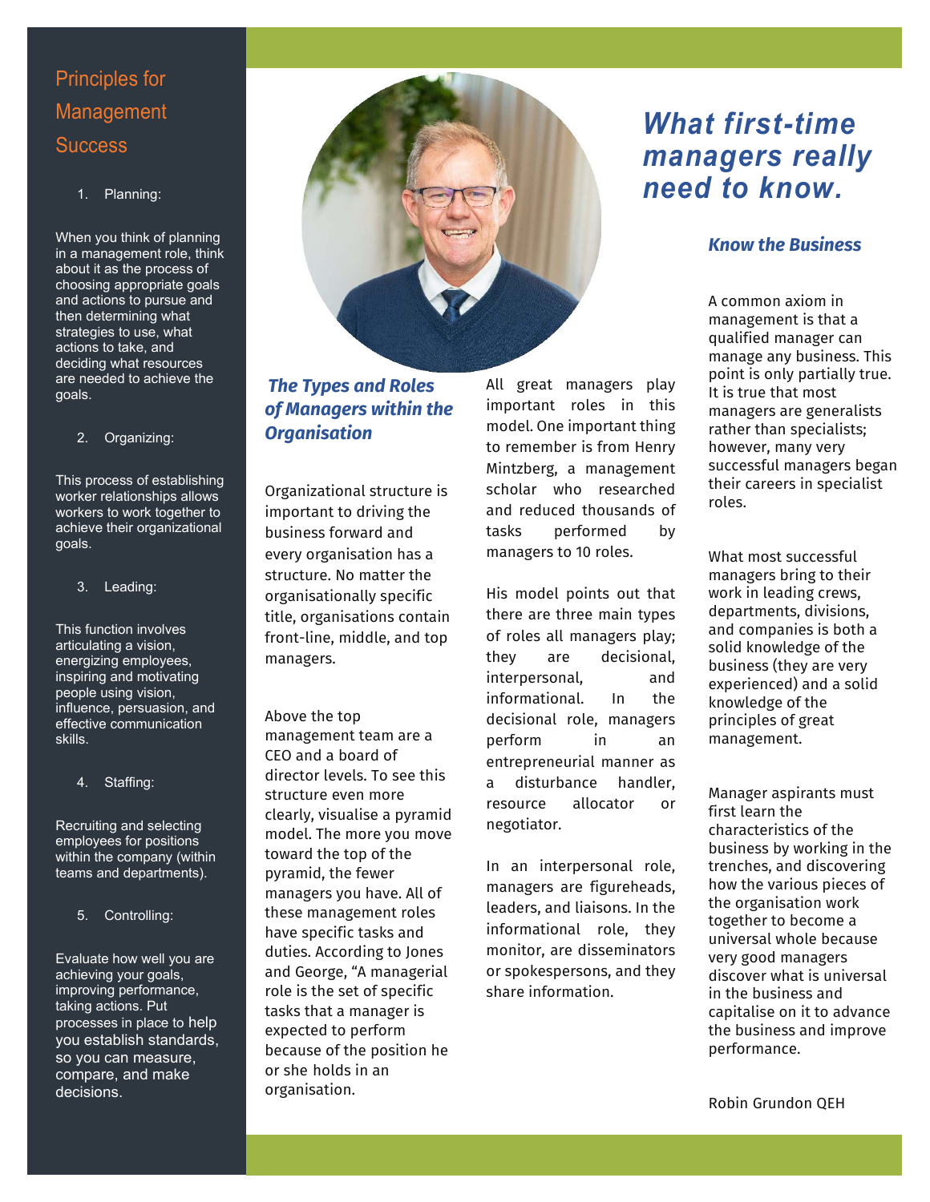## Principles for Management Success

1. Planning:

When you think of planning in a management role, think about it as the process of choosing appropriate goals and actions to pursue and then determining what strategies to use, what actions to take, and deciding what resources are needed to achieve the goals.

2. Organizing:

This process of establishing worker relationships allows workers to work together to achieve their organizational goals.

3. Leading:

This function involves articulating a vision, energizing employees, inspiring and motivating people using vision, influence, persuasion, and effective communication skills.

4. Staffing:

Recruiting and selecting employees for positions within the company (within teams and departments).

5. Controlling:

Evaluate how well you are achieving your goals, improving performance, taking actions. Put processes in place to help you establish standards, so you can measure, compare, and make decisions.

# *What first-time managers really need to know.*

### *The Types and Roles of Managers within the Organisation*

Organizational structure is important to driving the business forward and every organisation has a structure. No matter the organisationally specific title, organisations contain front-line, middle, and top managers.

Above the top management team are a CEO and a board of director levels. To see this structure even more clearly, visualise a pyramid model. The more you move toward the top of the pyramid, the fewer managers you have. All of these management roles have specific tasks and duties. According to Jones and George, "A managerial role is the set of specific tasks that a manager is expected to perform because of the position he or she holds in an organisation.

All great managers play important roles in this model. One important thing to remember is from Henry Mintzberg, a management scholar who researched and reduced thousands of tasks performed by managers to 10 roles.

His model points out that there are three main types of roles all managers play; they are decisional, interpersonal, and informational. In the decisional role, managers perform in an entrepreneurial manner as a disturbance handler, resource allocator or negotiator.

In an interpersonal role, managers are figureheads, leaders, and liaisons. In the informational role, they monitor, are disseminators or spokespersons, and they share information.

### *Know the Business*

A common axiom in management is that a qualified manager can manage any business. This point is only partially true. It is true that most managers are generalists rather than specialists; however, many very successful managers began their careers in specialist roles.

What most successful managers bring to their work in leading crews, departments, divisions, and companies is both a solid knowledge of the business (they are very experienced) and a solid knowledge of the principles of great management.

Manager aspirants must first learn the characteristics of the business by working in the trenches, and discovering how the various pieces of the organisation work together to become a universal whole because very good managers discover what is universal in the business and capitalise on it to advance the business and improve performance.

Robin Grundon QEH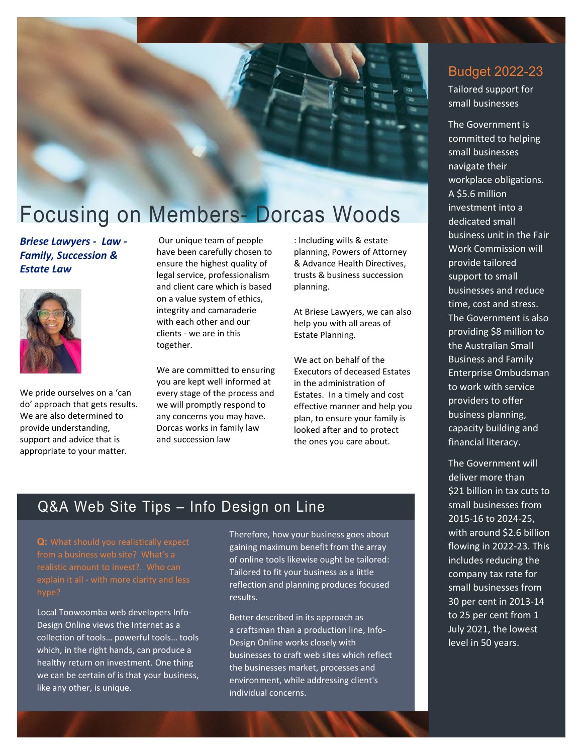# Focusing on Members- Dorcas Woods

***Briese Lawyers - Law - Family, Succession & Estate Law***

We pride ourselves on a 'can do' approach that gets results. We are also determined to provide understanding, support and advice that is appropriate to your matter.

Our unique team of people have been carefully chosen to ensure the highest quality of legal service, professionalism and client care which is based on a value system of ethics, integrity and camaraderie with each other and our clients - we are in this together.

We are committed to ensuring you are kept well informed at every stage of the process and we will promptly respond to any concerns you may have. Dorcas works in family law and succession law

: Including wills & estate planning, Powers of Attorney & Advance Health Directives, trusts & business succession planning.

At Briese Lawyers, we can also help you with all areas of Estate Planning.

We act on behalf of the Executors of deceased Estates in the administration of Estates. In a timely and cost effective manner and help you plan, to ensure your family is looked after and to protect the ones you care about.

## Q&A Web Site Tips – Info Design on Line

**Q:** What should you realistically expect from a business web site? What's a realistic amount to invest?. Who can explain it all - with more clarity and less hype?

Local Toowoomba web developers Info-Design Online views the Internet as a collection of tools… powerful tools… tools which, in the right hands, can produce a healthy return on investment. One thing we can be certain of is that your business, like any other, is unique.

Therefore, how your business goes about gaining maximum benefit from the array of online tools likewise ought be tailored: Tailored to fit your business as a little reflection and planning produces focused results.

Better described in its approach as a craftsman than a production line, Info-Design Online works closely with businesses to craft web sites which reflect the businesses market, processes and environment, while addressing client's individual concerns.

## Budget 2022-23

Tailored support for small businesses

The Government is committed to helping small businesses navigate their workplace obligations. A $5.6 million investment into a dedicated small business unit in the Fair Work Commission will provide tailored support to small businesses and reduce time, cost and stress. The Government is also providing $8 million to the Australian Small Business and Family Enterprise Ombudsman to work with service providers to offer business planning, capacity building and financial literacy.

The Government will deliver more than $21 billion in tax cuts to small businesses from 2015-16 to 2024-25, with around $2.6 billion flowing in 2022-23. This includes reducing the company tax rate for small businesses from 30 per cent in 2013-14 to 25 per cent from 1 July 2021, the lowest level in 50 years.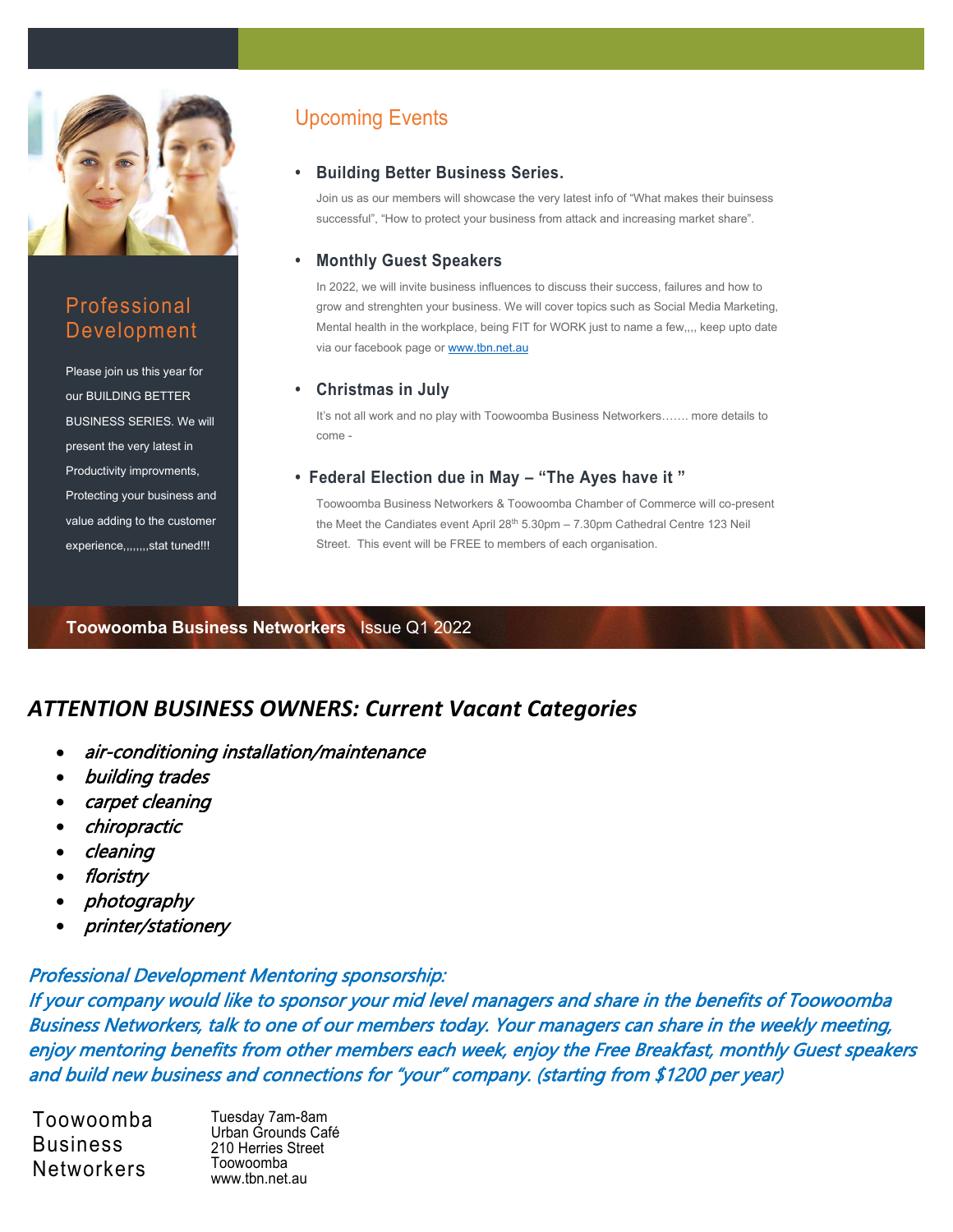## Professional Development

Please join us this year for our BUILDING BETTER BUSINESS SERIES. We will present the very latest in Productivity improvments, Protecting your business and value adding to the customer experience,,,,,,,,stat tuned!!!

## Upcoming Events

- **Building Better Business Series.**

  Join us as our members will showcase the very latest info of "What makes their buinsess successful", "How to protect your business from attack and increasing market share".

- **Monthly Guest Speakers**

  In 2022, we will invite business influences to discuss their success, failures and how to grow and strenghten your business. We will cover topics such as Social Media Marketing, Mental health in the workplace, being FIT for WORK just to name a few,,,, keep upto date via our facebook page or www.tbn.net.au

- **Christmas in July**

  It's not all work and no play with Toowoomba Business Networkers……. more details to come -

- **Federal Election due in May – "The Ayes have it "**

  Toowoomba Business Networkers & Toowoomba Chamber of Commerce will co-present the Meet the Candiates event April 28th 5.30pm – 7.30pm Cathedral Centre 123 Neil Street. This event will be FREE to members of each organisation.

**Toowoomba Business Networkers** Issue Q1 2022

## *ATTENTION BUSINESS OWNERS: Current Vacant Categories*

- *air-conditioning installation/maintenance*
- *building trades*
- *carpet cleaning*
- *chiropractic*
- *cleaning*
- *floristry*
- *photography*
- *printer/stationery*

*Professional Development Mentoring sponsorship:*
*If your company would like to sponsor your mid level managers and share in the benefits of Toowoomba Business Networkers, talk to one of our members today. Your managers can share in the weekly meeting, enjoy mentoring benefits from other members each week, enjoy the Free Breakfast, monthly Guest speakers and build new business and connections for "your" company. (starting from $1200 per year)*

Toowoomba Business Networkers

Tuesday 7am-8am
Urban Grounds Café
210 Herries Street
Toowoomba
www.tbn.net.au